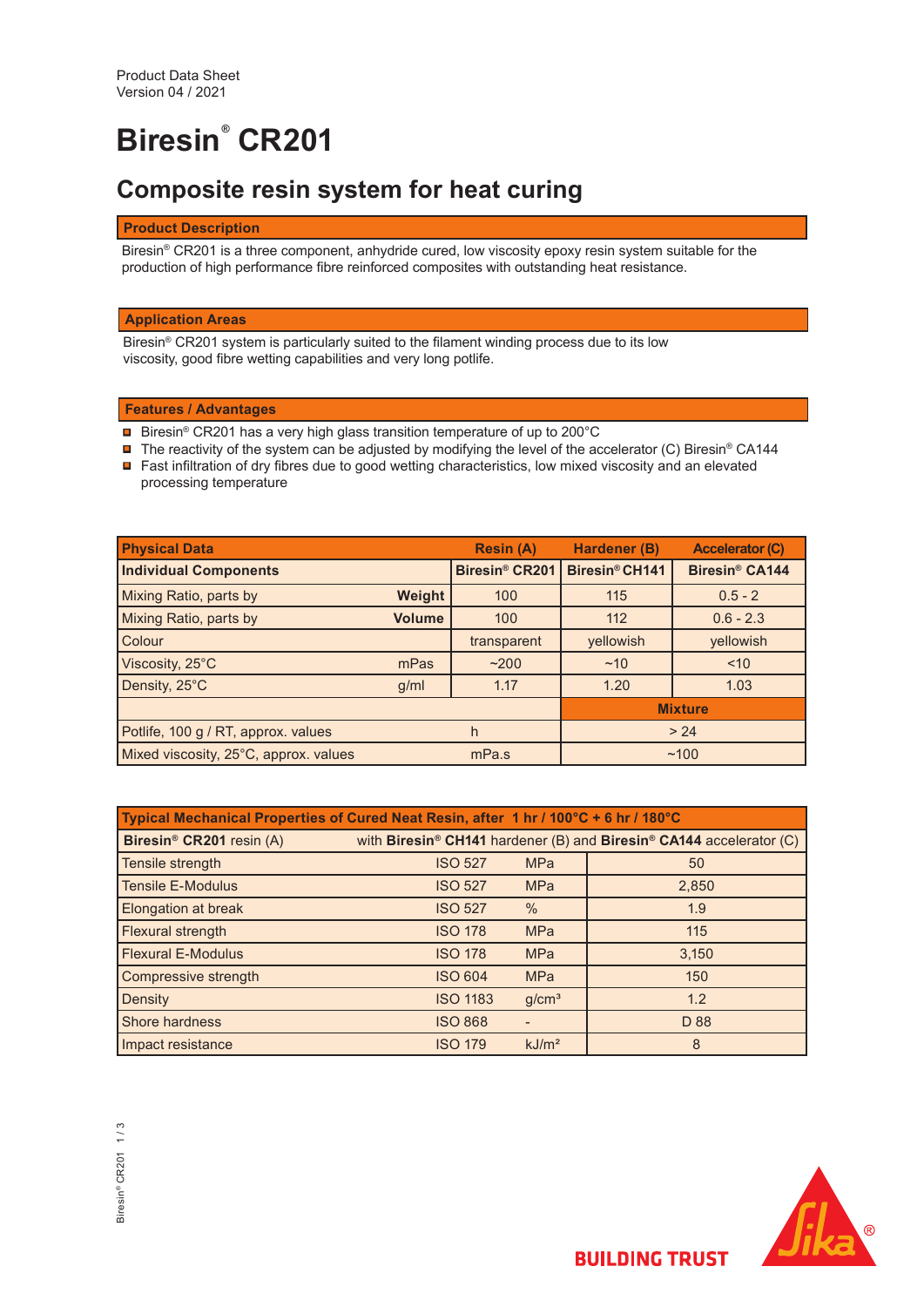Product Data Sheet
Version 04 / 2021

# Biresin® CR201

## Composite resin system for heat curing

### Product Description

Biresin® CR201 is a three component, anhydride cured, low viscosity epoxy resin system suitable for the production of high performance fibre reinforced composites with outstanding heat resistance.

### Application Areas

Biresin® CR201 system is particularly suited to the filament winding process due to its low viscosity, good fibre wetting capabilities and very long potlife.

### Features / Advantages

- Biresin® CR201 has a very high glass transition temperature of up to 200°C
- The reactivity of the system can be adjusted by modifying the level of the accelerator (C) Biresin® CA144
- Fast infiltration of dry fibres due to good wetting characteristics, low mixed viscosity and an elevated processing temperature

| Physical Data | | Resin (A) | Hardener (B) | Accelerator (C) |
|---|---|---|---|---|
| Individual Components | | Biresin® CR201 | Biresin® CH141 | Biresin® CA144 |
| Mixing Ratio, parts by | Weight | 100 | 115 | 0.5 - 2 |
| Mixing Ratio, parts by | Volume | 100 | 112 | 0.6 - 2.3 |
| Colour | | transparent | yellowish | yellowish |
| Viscosity, 25°C | mPas | ~200 | ~10 | <10 |
| Density, 25°C | g/ml | 1.17 | 1.20 | 1.03 |
| | | | Mixture | |
| Potlife, 100 g / RT, approx. values | h | | > 24 | |
| Mixed viscosity, 25°C, approx. values | mPa.s | | ~100 | |

| Typical Mechanical Properties of Cured Neat Resin, after 1 hr / 100°C + 6 hr / 180°C | | | |
|---|---|---|---|
| **Biresin® CR201** resin (A) | with **Biresin® CH141** hardener (B) and **Biresin® CA144** accelerator (C) | | |
| Tensile strength | ISO 527 | MPa | 50 |
| Tensile E-Modulus | ISO 527 | MPa | 2,850 |
| Elongation at break | ISO 527 | % | 1.9 |
| Flexural strength | ISO 178 | MPa | 115 |
| Flexural E-Modulus | ISO 178 | MPa | 3,150 |
| Compressive strength | ISO 604 | MPa | 150 |
| Density | ISO 1183 | g/cm³ | 1.2 |
| Shore hardness | ISO 868 | - | D 88 |
| Impact resistance | ISO 179 | kJ/m² | 8 |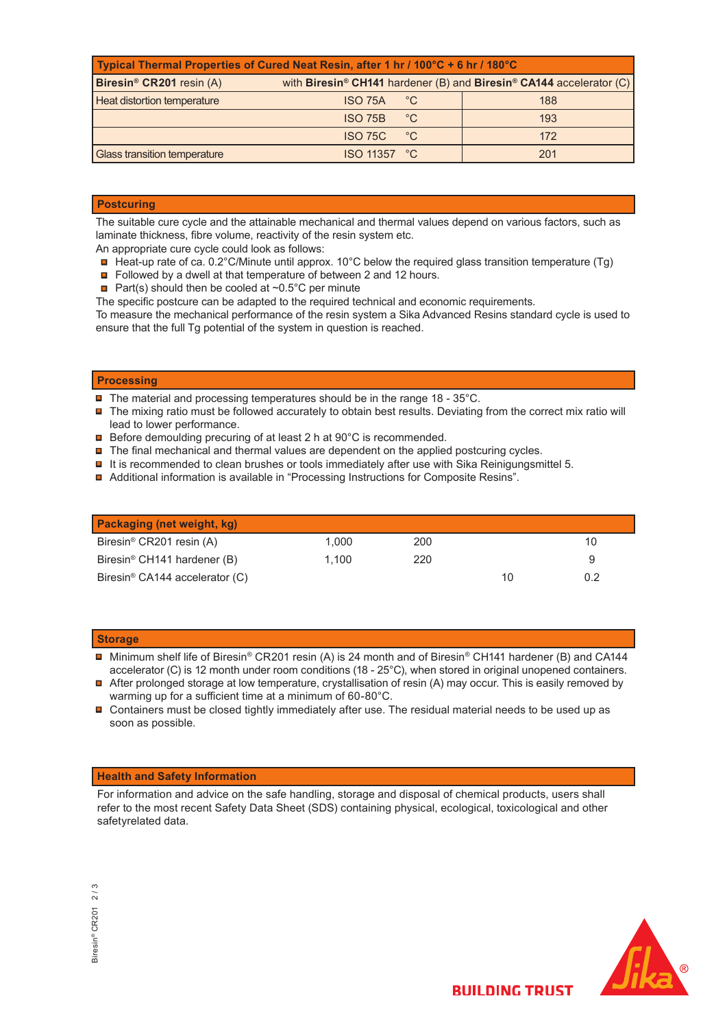| Typical Thermal Properties of Cured Neat Resin, after 1 hr / 100°C + 6 hr / 180°C | | | |
|---|---|---|---|
| **Biresin® CR201** resin (A) | with **Biresin® CH141** hardener (B) and **Biresin® CA144** accelerator (C) | | |
| Heat distortion temperature | ISO 75A | °C | 188 |
| | ISO 75B | °C | 193 |
| | ISO 75C | °C | 172 |
| Glass transition temperature | ISO 11357 | °C | 201 |

## Postcuring

The suitable cure cycle and the attainable mechanical and thermal values depend on various factors, such as laminate thickness, fibre volume, reactivity of the resin system etc.
An appropriate cure cycle could look as follows:

- Heat-up rate of ca. 0.2°C/Minute until approx. 10°C below the required glass transition temperature (Tg)
- Followed by a dwell at that temperature of between 2 and 12 hours.
- Part(s) should then be cooled at ~0.5°C per minute

The specific postcure can be adapted to the required technical and economic requirements.
To measure the mechanical performance of the resin system a Sika Advanced Resins standard cycle is used to ensure that the full Tg potential of the system in question is reached.

## Processing

- The material and processing temperatures should be in the range 18 - 35°C.
- The mixing ratio must be followed accurately to obtain best results. Deviating from the correct mix ratio will lead to lower performance.
- Before demoulding precuring of at least 2 h at 90°C is recommended.
- The final mechanical and thermal values are dependent on the applied postcuring cycles.
- It is recommended to clean brushes or tools immediately after use with Sika Reinigungsmittel 5.
- Additional information is available in "Processing Instructions for Composite Resins".

## Packaging (net weight, kg)

| | | | | |
|---|---|---|---|---|
| Biresin® CR201 resin (A) | 1,000 | 200 | | 10 |
| Biresin® CH141 hardener (B) | 1,100 | 220 | | 9 |
| Biresin® CA144 accelerator (C) | | | 10 | 0.2 |

## Storage

- Minimum shelf life of Biresin® CR201 resin (A) is 24 month and of Biresin® CH141 hardener (B) and CA144 accelerator (C) is 12 month under room conditions (18 - 25°C), when stored in original unopened containers.
- After prolonged storage at low temperature, crystallisation of resin (A) may occur. This is easily removed by warming up for a sufficient time at a minimum of 60-80°C.
- Containers must be closed tightly immediately after use. The residual material needs to be used up as soon as possible.

## Health and Safety Information

For information and advice on the safe handling, storage and disposal of chemical products, users shall refer to the most recent Safety Data Sheet (SDS) containing physical, ecological, toxicological and other safetyrelated data.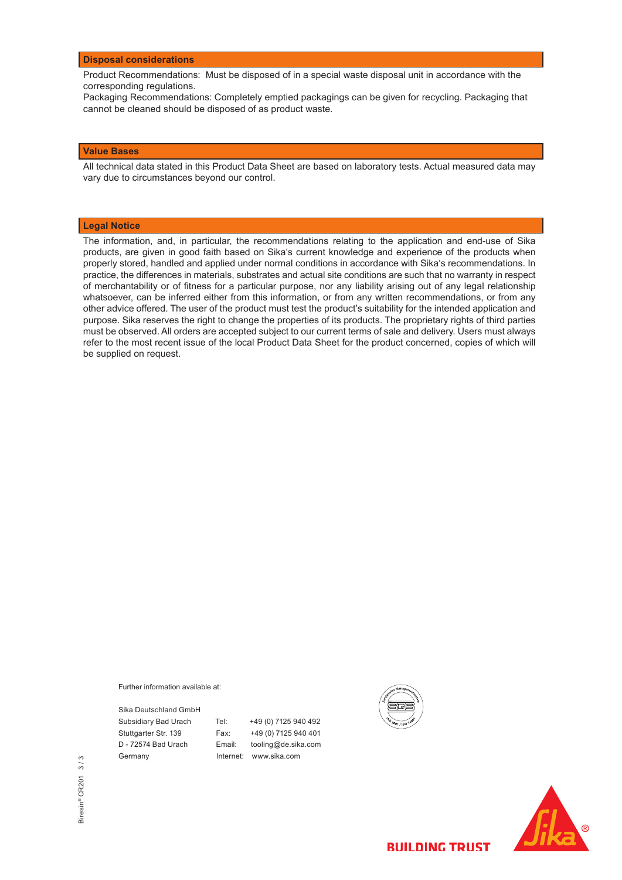## Disposal considerations

Product Recommendations: Must be disposed of in a special waste disposal unit in accordance with the corresponding regulations.
Packaging Recommendations: Completely emptied packagings can be given for recycling. Packaging that cannot be cleaned should be disposed of as product waste.

## Value Bases

All technical data stated in this Product Data Sheet are based on laboratory tests. Actual measured data may vary due to circumstances beyond our control.

## Legal Notice

The information, and, in particular, the recommendations relating to the application and end-use of Sika products, are given in good faith based on Sika's current knowledge and experience of the products when properly stored, handled and applied under normal conditions in accordance with Sika's recommendations. In practice, the differences in materials, substrates and actual site conditions are such that no warranty in respect of merchantability or of fitness for a particular purpose, nor any liability arising out of any legal relationship whatsoever, can be inferred either from this information, or from any written recommendations, or from any other advice offered. The user of the product must test the product's suitability for the intended application and purpose. Sika reserves the right to change the properties of its products. The proprietary rights of third parties must be observed. All orders are accepted subject to our current terms of sale and delivery. Users must always refer to the most recent issue of the local Product Data Sheet for the product concerned, copies of which will be supplied on request.

Further information available at:

| | | |
|---|---|---|
| Sika Deutschland GmbH | | |
| Subsidiary Bad Urach | Tel: | +49 (0) 7125 940 492 |
| Stuttgarter Str. 139 | Fax: | +49 (0) 7125 940 401 |
| D - 72574 Bad Urach | Email: | tooling@de.sika.com |
| Germany | Internet: | www.sika.com |

BUILDING TRUST